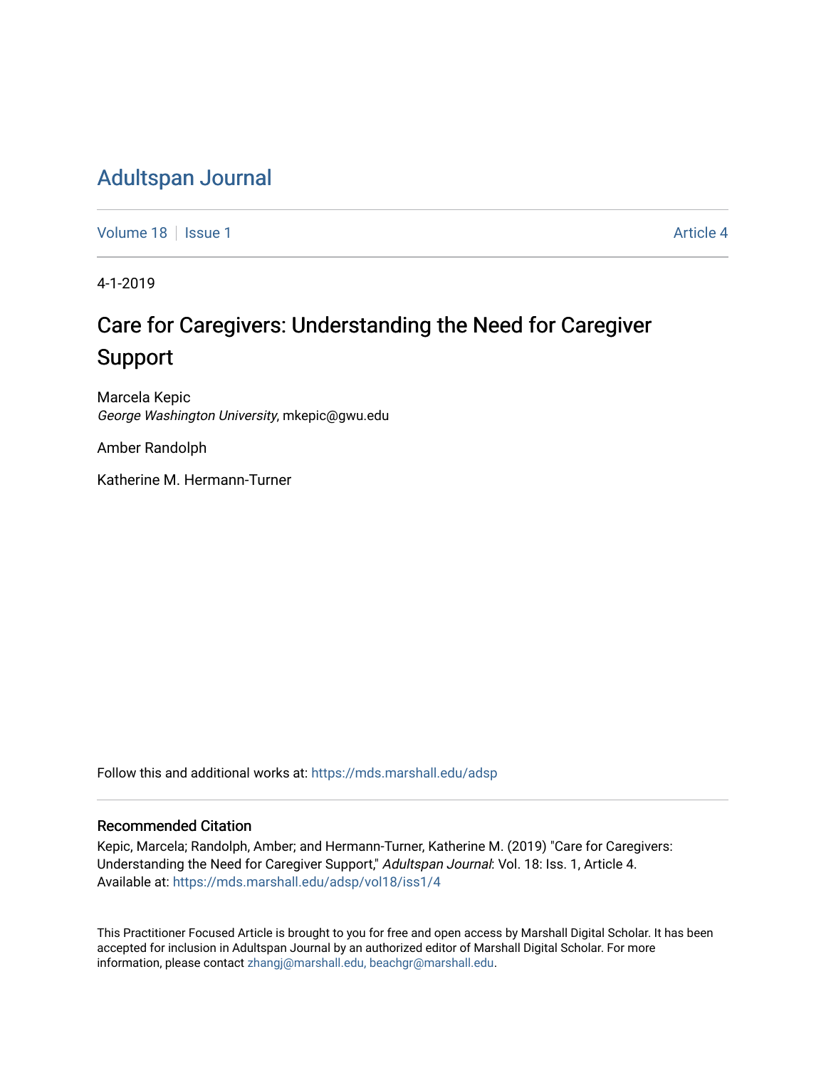# Adultspan Journal

Volume 18 | Issue 1 | Article 4

4-1-2019

## Care for Caregivers: Understanding the Need for Caregiver Support

Marcela Kepic
*George Washington University*, mkepic@gwu.edu

Amber Randolph

Katherine M. Hermann-Turner

Follow this and additional works at: https://mds.marshall.edu/adsp

### Recommended Citation

Kepic, Marcela; Randolph, Amber; and Hermann-Turner, Katherine M. (2019) "Care for Caregivers: Understanding the Need for Caregiver Support," *Adultspan Journal*: Vol. 18: Iss. 1, Article 4.
Available at: https://mds.marshall.edu/adsp/vol18/iss1/4

This Practitioner Focused Article is brought to you for free and open access by Marshall Digital Scholar. It has been accepted for inclusion in Adultspan Journal by an authorized editor of Marshall Digital Scholar. For more information, please contact zhangj@marshall.edu, beachgr@marshall.edu.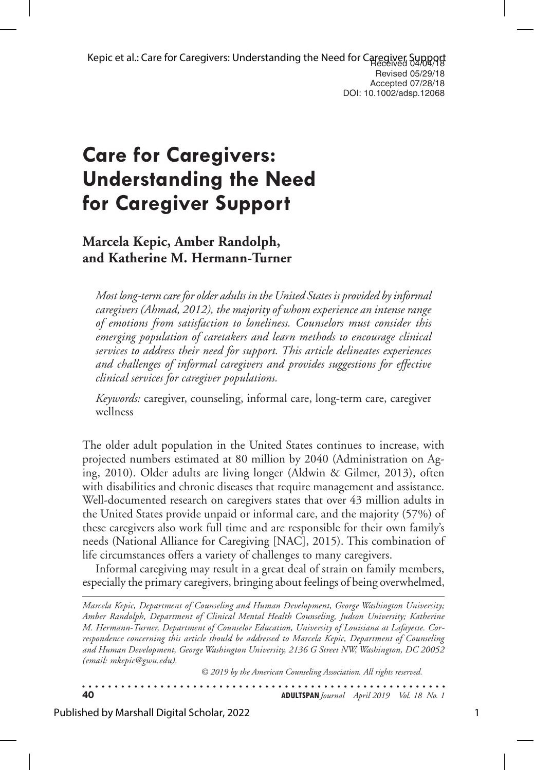Received 04/04/18
Revised 05/29/18
Accepted 07/28/18
DOI: 10.1002/adsp.12068

# Care for Caregivers: Understanding the Need for Caregiver Support

**Marcela Kepic, Amber Randolph, and Katherine M. Hermann-Turner**

*Most long-term care for older adults in the United States is provided by informal caregivers (Ahmad, 2012), the majority of whom experience an intense range of emotions from satisfaction to loneliness. Counselors must consider this emerging population of caretakers and learn methods to encourage clinical services to address their need for support. This article delineates experiences and challenges of informal caregivers and provides suggestions for effective clinical services for caregiver populations.*

*Keywords:* caregiver, counseling, informal care, long-term care, caregiver wellness

The older adult population in the United States continues to increase, with projected numbers estimated at 80 million by 2040 (Administration on Aging, 2010). Older adults are living longer (Aldwin & Gilmer, 2013), often with disabilities and chronic diseases that require management and assistance. Well-documented research on caregivers states that over 43 million adults in the United States provide unpaid or informal care, and the majority (57%) of these caregivers also work full time and are responsible for their own family's needs (National Alliance for Caregiving [NAC], 2015). This combination of life circumstances offers a variety of challenges to many caregivers.

Informal caregiving may result in a great deal of strain on family members, especially the primary caregivers, bringing about feelings of being overwhelmed,

---

*Marcela Kepic, Department of Counseling and Human Development, George Washington University; Amber Randolph, Department of Clinical Mental Health Counseling, Judson University; Katherine M. Hermann-Turner, Department of Counselor Education, University of Louisiana at Lafayette. Correspondence concerning this article should be addressed to Marcela Kepic, Department of Counseling and Human Development, George Washington University, 2136 G Street NW, Washington, DC 20052 (email: mkepic@gwu.edu).*

*© 2019 by the American Counseling Association. All rights reserved.*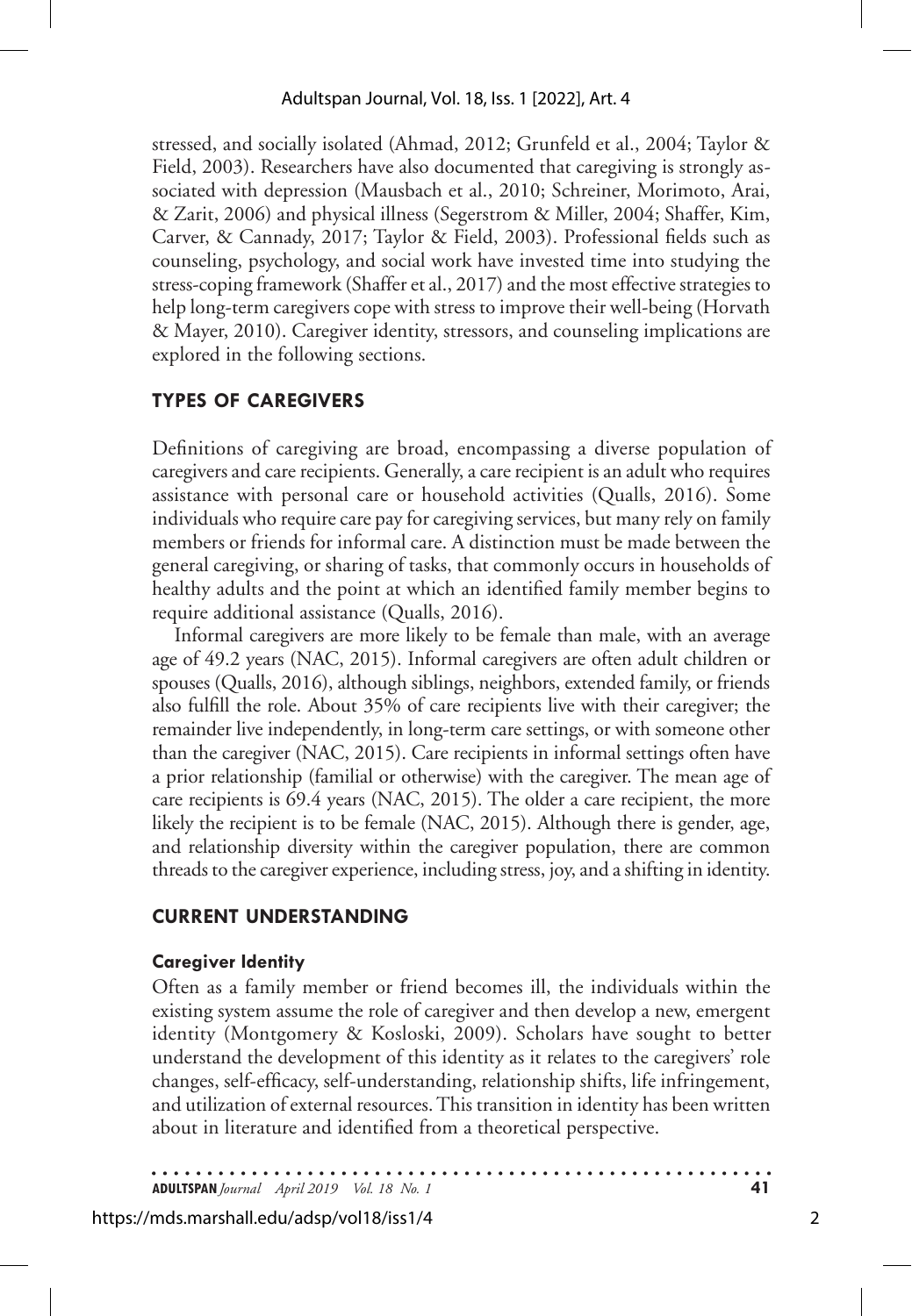stressed, and socially isolated (Ahmad, 2012; Grunfeld et al., 2004; Taylor & Field, 2003). Researchers have also documented that caregiving is strongly associated with depression (Mausbach et al., 2010; Schreiner, Morimoto, Arai, & Zarit, 2006) and physical illness (Segerstrom & Miller, 2004; Shaffer, Kim, Carver, & Cannady, 2017; Taylor & Field, 2003). Professional fields such as counseling, psychology, and social work have invested time into studying the stress-coping framework (Shaffer et al., 2017) and the most effective strategies to help long-term caregivers cope with stress to improve their well-being (Horvath & Mayer, 2010). Caregiver identity, stressors, and counseling implications are explored in the following sections.

## TYPES OF CAREGIVERS

Definitions of caregiving are broad, encompassing a diverse population of caregivers and care recipients. Generally, a care recipient is an adult who requires assistance with personal care or household activities (Qualls, 2016). Some individuals who require care pay for caregiving services, but many rely on family members or friends for informal care. A distinction must be made between the general caregiving, or sharing of tasks, that commonly occurs in households of healthy adults and the point at which an identified family member begins to require additional assistance (Qualls, 2016).

Informal caregivers are more likely to be female than male, with an average age of 49.2 years (NAC, 2015). Informal caregivers are often adult children or spouses (Qualls, 2016), although siblings, neighbors, extended family, or friends also fulfill the role. About 35% of care recipients live with their caregiver; the remainder live independently, in long-term care settings, or with someone other than the caregiver (NAC, 2015). Care recipients in informal settings often have a prior relationship (familial or otherwise) with the caregiver. The mean age of care recipients is 69.4 years (NAC, 2015). The older a care recipient, the more likely the recipient is to be female (NAC, 2015). Although there is gender, age, and relationship diversity within the caregiver population, there are common threads to the caregiver experience, including stress, joy, and a shifting in identity.

## CURRENT UNDERSTANDING

### Caregiver Identity

Often as a family member or friend becomes ill, the individuals within the existing system assume the role of caregiver and then develop a new, emergent identity (Montgomery & Kosloski, 2009). Scholars have sought to better understand the development of this identity as it relates to the caregivers' role changes, self-efficacy, self-understanding, relationship shifts, life infringement, and utilization of external resources. This transition in identity has been written about in literature and identified from a theoretical perspective.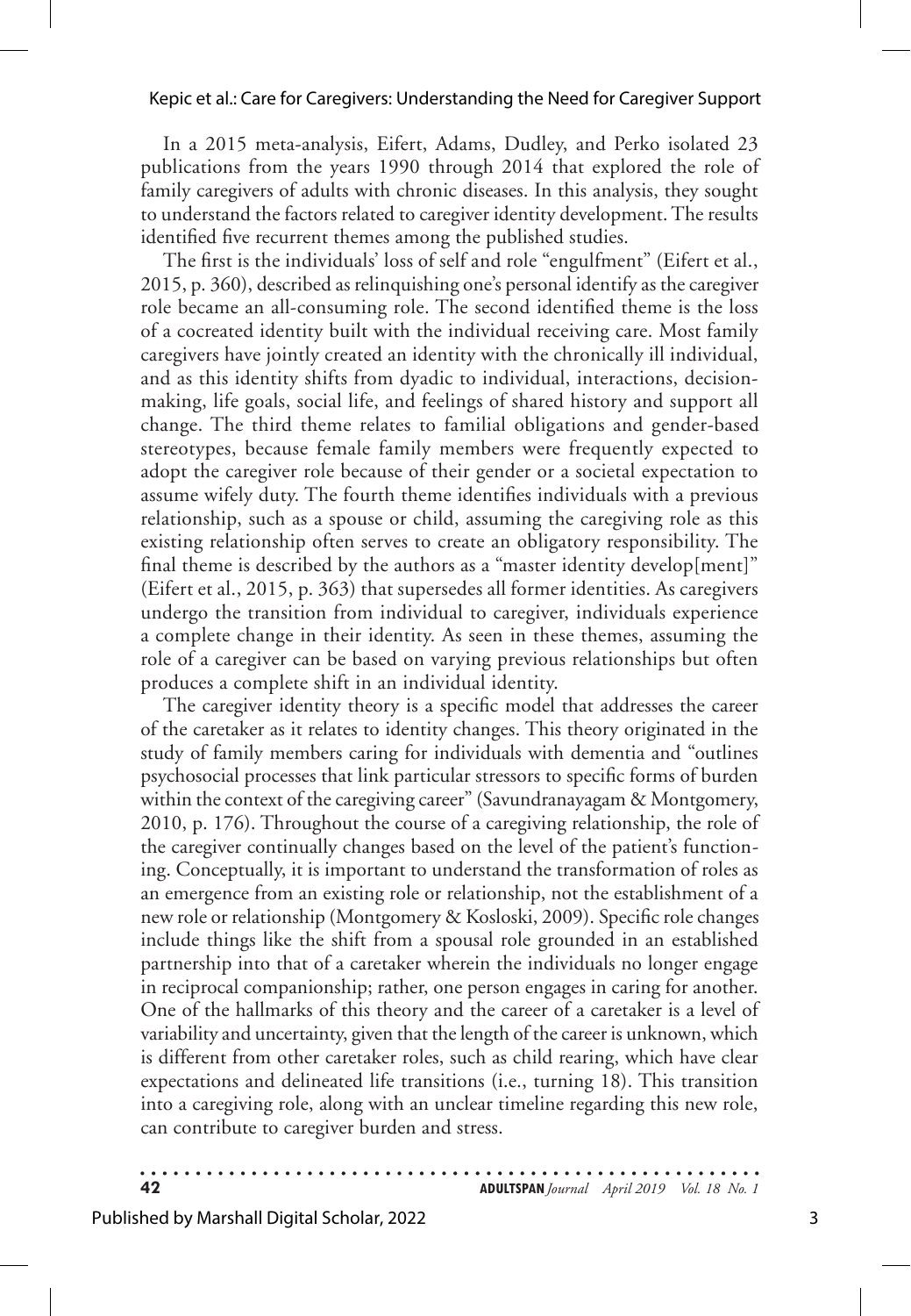In a 2015 meta-analysis, Eifert, Adams, Dudley, and Perko isolated 23 publications from the years 1990 through 2014 that explored the role of family caregivers of adults with chronic diseases. In this analysis, they sought to understand the factors related to caregiver identity development. The results identified five recurrent themes among the published studies.

The first is the individuals' loss of self and role "engulfment" (Eifert et al., 2015, p. 360), described as relinquishing one's personal identify as the caregiver role became an all-consuming role. The second identified theme is the loss of a cocreated identity built with the individual receiving care. Most family caregivers have jointly created an identity with the chronically ill individual, and as this identity shifts from dyadic to individual, interactions, decision-making, life goals, social life, and feelings of shared history and support all change. The third theme relates to familial obligations and gender-based stereotypes, because female family members were frequently expected to adopt the caregiver role because of their gender or a societal expectation to assume wifely duty. The fourth theme identifies individuals with a previous relationship, such as a spouse or child, assuming the caregiving role as this existing relationship often serves to create an obligatory responsibility. The final theme is described by the authors as a "master identity develop[ment]" (Eifert et al., 2015, p. 363) that supersedes all former identities. As caregivers undergo the transition from individual to caregiver, individuals experience a complete change in their identity. As seen in these themes, assuming the role of a caregiver can be based on varying previous relationships but often produces a complete shift in an individual identity.

The caregiver identity theory is a specific model that addresses the career of the caretaker as it relates to identity changes. This theory originated in the study of family members caring for individuals with dementia and "outlines psychosocial processes that link particular stressors to specific forms of burden within the context of the caregiving career" (Savundranayagam & Montgomery, 2010, p. 176). Throughout the course of a caregiving relationship, the role of the caregiver continually changes based on the level of the patient's functioning. Conceptually, it is important to understand the transformation of roles as an emergence from an existing role or relationship, not the establishment of a new role or relationship (Montgomery & Kosloski, 2009). Specific role changes include things like the shift from a spousal role grounded in an established partnership into that of a caretaker wherein the individuals no longer engage in reciprocal companionship; rather, one person engages in caring for another. One of the hallmarks of this theory and the career of a caretaker is a level of variability and uncertainty, given that the length of the career is unknown, which is different from other caretaker roles, such as child rearing, which have clear expectations and delineated life transitions (i.e., turning 18). This transition into a caregiving role, along with an unclear timeline regarding this new role, can contribute to caregiver burden and stress.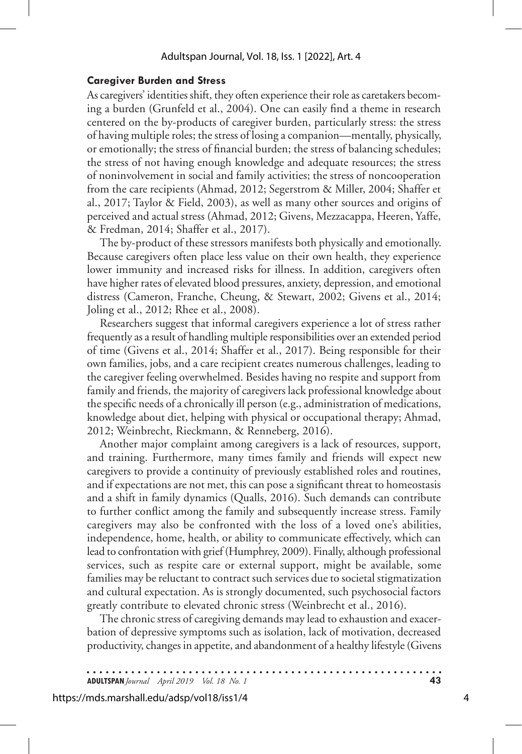### Caregiver Burden and Stress

As caregivers' identities shift, they often experience their role as caretakers becoming a burden (Grunfeld et al., 2004). One can easily find a theme in research centered on the by-products of caregiver burden, particularly stress: the stress of having multiple roles; the stress of losing a companion—mentally, physically, or emotionally; the stress of financial burden; the stress of balancing schedules; the stress of not having enough knowledge and adequate resources; the stress of noninvolvement in social and family activities; the stress of noncooperation from the care recipients (Ahmad, 2012; Segerstrom & Miller, 2004; Shaffer et al., 2017; Taylor & Field, 2003), as well as many other sources and origins of perceived and actual stress (Ahmad, 2012; Givens, Mezzacappa, Heeren, Yaffe, & Fredman, 2014; Shaffer et al., 2017).

The by-product of these stressors manifests both physically and emotionally. Because caregivers often place less value on their own health, they experience lower immunity and increased risks for illness. In addition, caregivers often have higher rates of elevated blood pressures, anxiety, depression, and emotional distress (Cameron, Franche, Cheung, & Stewart, 2002; Givens et al., 2014; Joling et al., 2012; Rhee et al., 2008).

Researchers suggest that informal caregivers experience a lot of stress rather frequently as a result of handling multiple responsibilities over an extended period of time (Givens et al., 2014; Shaffer et al., 2017). Being responsible for their own families, jobs, and a care recipient creates numerous challenges, leading to the caregiver feeling overwhelmed. Besides having no respite and support from family and friends, the majority of caregivers lack professional knowledge about the specific needs of a chronically ill person (e.g., administration of medications, knowledge about diet, helping with physical or occupational therapy; Ahmad, 2012; Weinbrecht, Rieckmann, & Renneberg, 2016).

Another major complaint among caregivers is a lack of resources, support, and training. Furthermore, many times family and friends will expect new caregivers to provide a continuity of previously established roles and routines, and if expectations are not met, this can pose a significant threat to homeostasis and a shift in family dynamics (Qualls, 2016). Such demands can contribute to further conflict among the family and subsequently increase stress. Family caregivers may also be confronted with the loss of a loved one's abilities, independence, home, health, or ability to communicate effectively, which can lead to confrontation with grief (Humphrey, 2009). Finally, although professional services, such as respite care or external support, might be available, some families may be reluctant to contract such services due to societal stigmatization and cultural expectation. As is strongly documented, such psychosocial factors greatly contribute to elevated chronic stress (Weinbrecht et al., 2016).

The chronic stress of caregiving demands may lead to exhaustion and exacerbation of depressive symptoms such as isolation, lack of motivation, decreased productivity, changes in appetite, and abandonment of a healthy lifestyle (Givens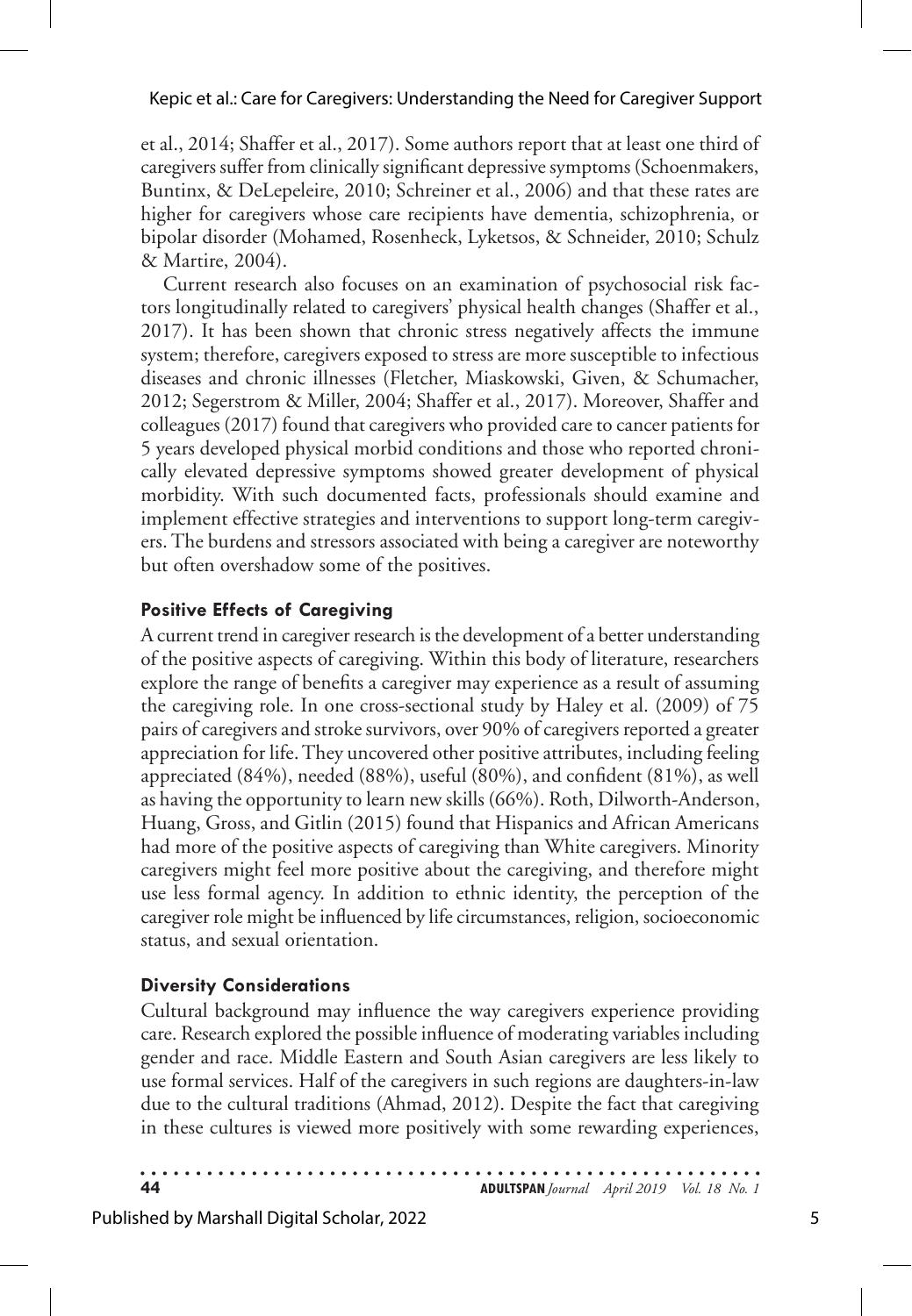et al., 2014; Shaffer et al., 2017). Some authors report that at least one third of caregivers suffer from clinically significant depressive symptoms (Schoenmakers, Buntinx, & DeLepeleire, 2010; Schreiner et al., 2006) and that these rates are higher for caregivers whose care recipients have dementia, schizophrenia, or bipolar disorder (Mohamed, Rosenheck, Lyketsos, & Schneider, 2010; Schulz & Martire, 2004).

Current research also focuses on an examination of psychosocial risk factors longitudinally related to caregivers' physical health changes (Shaffer et al., 2017). It has been shown that chronic stress negatively affects the immune system; therefore, caregivers exposed to stress are more susceptible to infectious diseases and chronic illnesses (Fletcher, Miaskowski, Given, & Schumacher, 2012; Segerstrom & Miller, 2004; Shaffer et al., 2017). Moreover, Shaffer and colleagues (2017) found that caregivers who provided care to cancer patients for 5 years developed physical morbid conditions and those who reported chronically elevated depressive symptoms showed greater development of physical morbidity. With such documented facts, professionals should examine and implement effective strategies and interventions to support long-term caregivers. The burdens and stressors associated with being a caregiver are noteworthy but often overshadow some of the positives.

### Positive Effects of Caregiving

A current trend in caregiver research is the development of a better understanding of the positive aspects of caregiving. Within this body of literature, researchers explore the range of benefits a caregiver may experience as a result of assuming the caregiving role. In one cross-sectional study by Haley et al. (2009) of 75 pairs of caregivers and stroke survivors, over 90% of caregivers reported a greater appreciation for life. They uncovered other positive attributes, including feeling appreciated (84%), needed (88%), useful (80%), and confident (81%), as well as having the opportunity to learn new skills (66%). Roth, Dilworth-Anderson, Huang, Gross, and Gitlin (2015) found that Hispanics and African Americans had more of the positive aspects of caregiving than White caregivers. Minority caregivers might feel more positive about the caregiving, and therefore might use less formal agency. In addition to ethnic identity, the perception of the caregiver role might be influenced by life circumstances, religion, socioeconomic status, and sexual orientation.

### Diversity Considerations

Cultural background may influence the way caregivers experience providing care. Research explored the possible influence of moderating variables including gender and race. Middle Eastern and South Asian caregivers are less likely to use formal services. Half of the caregivers in such regions are daughters-in-law due to the cultural traditions (Ahmad, 2012). Despite the fact that caregiving in these cultures is viewed more positively with some rewarding experiences,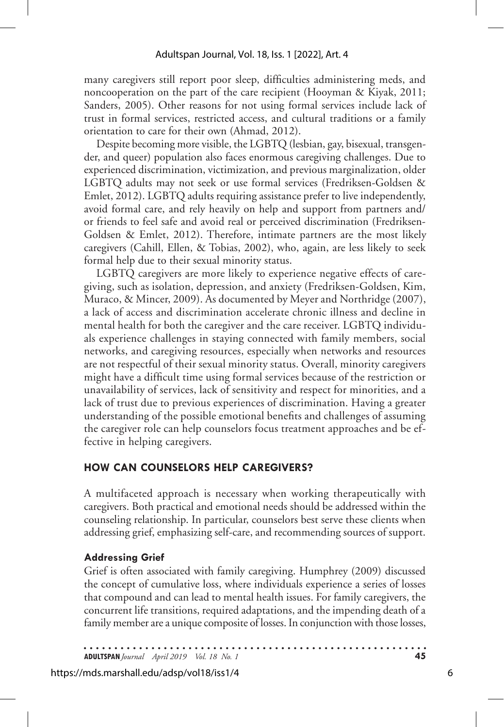many caregivers still report poor sleep, difficulties administering meds, and noncooperation on the part of the care recipient (Hooyman & Kiyak, 2011; Sanders, 2005). Other reasons for not using formal services include lack of trust in formal services, restricted access, and cultural traditions or a family orientation to care for their own (Ahmad, 2012).

Despite becoming more visible, the LGBTQ (lesbian, gay, bisexual, transgender, and queer) population also faces enormous caregiving challenges. Due to experienced discrimination, victimization, and previous marginalization, older LGBTQ adults may not seek or use formal services (Fredriksen-Goldsen & Emlet, 2012). LGBTQ adults requiring assistance prefer to live independently, avoid formal care, and rely heavily on help and support from partners and/or friends to feel safe and avoid real or perceived discrimination (Fredriksen-Goldsen & Emlet, 2012). Therefore, intimate partners are the most likely caregivers (Cahill, Ellen, & Tobias, 2002), who, again, are less likely to seek formal help due to their sexual minority status.

LGBTQ caregivers are more likely to experience negative effects of caregiving, such as isolation, depression, and anxiety (Fredriksen-Goldsen, Kim, Muraco, & Mincer, 2009). As documented by Meyer and Northridge (2007), a lack of access and discrimination accelerate chronic illness and decline in mental health for both the caregiver and the care receiver. LGBTQ individuals experience challenges in staying connected with family members, social networks, and caregiving resources, especially when networks and resources are not respectful of their sexual minority status. Overall, minority caregivers might have a difficult time using formal services because of the restriction or unavailability of services, lack of sensitivity and respect for minorities, and a lack of trust due to previous experiences of discrimination. Having a greater understanding of the possible emotional benefits and challenges of assuming the caregiver role can help counselors focus treatment approaches and be effective in helping caregivers.

## HOW CAN COUNSELORS HELP CAREGIVERS?

A multifaceted approach is necessary when working therapeutically with caregivers. Both practical and emotional needs should be addressed within the counseling relationship. In particular, counselors best serve these clients when addressing grief, emphasizing self-care, and recommending sources of support.

### Addressing Grief

Grief is often associated with family caregiving. Humphrey (2009) discussed the concept of cumulative loss, where individuals experience a series of losses that compound and can lead to mental health issues. For family caregivers, the concurrent life transitions, required adaptations, and the impending death of a family member are a unique composite of losses. In conjunction with those losses,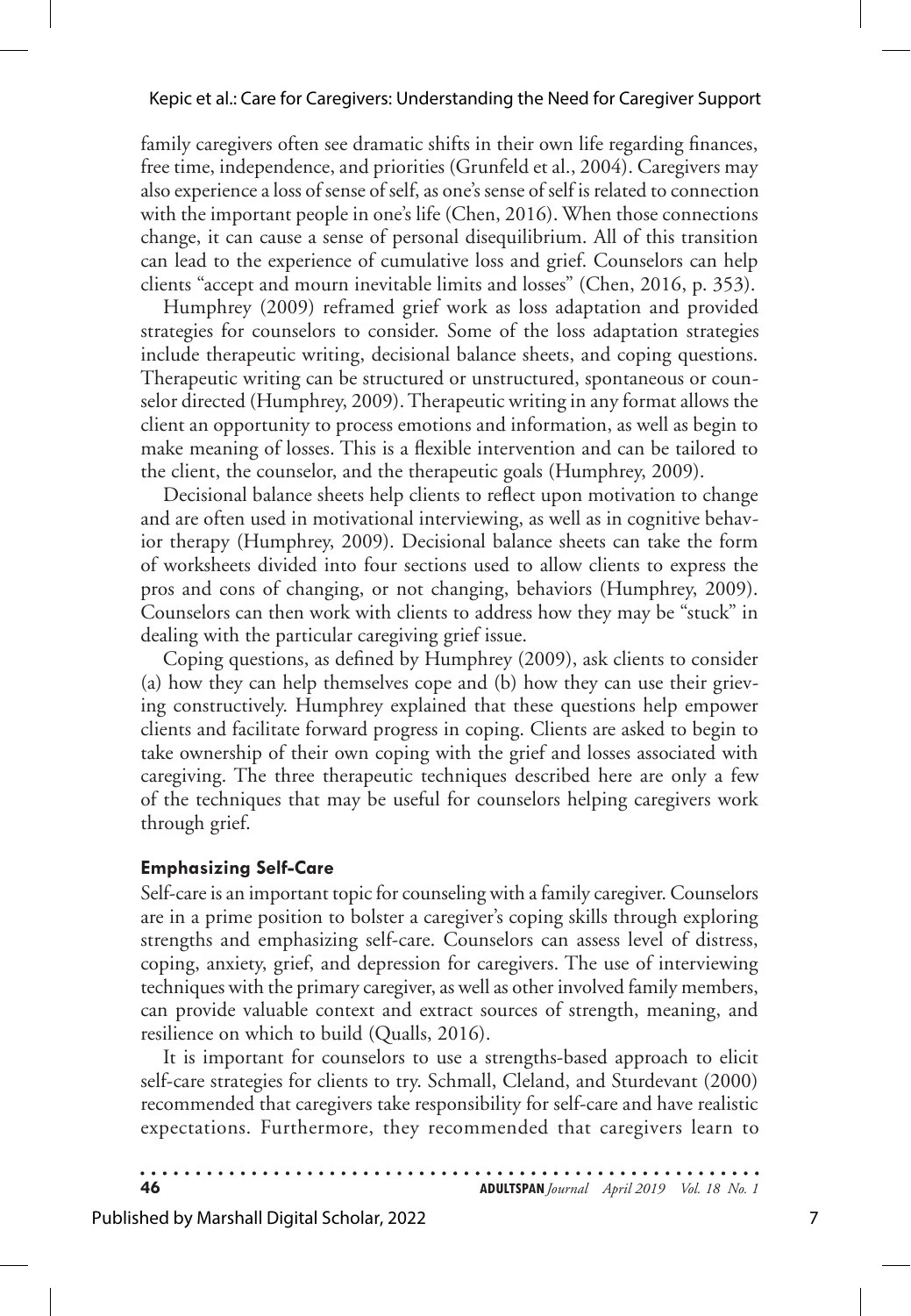family caregivers often see dramatic shifts in their own life regarding finances, free time, independence, and priorities (Grunfeld et al., 2004). Caregivers may also experience a loss of sense of self, as one's sense of self is related to connection with the important people in one's life (Chen, 2016). When those connections change, it can cause a sense of personal disequilibrium. All of this transition can lead to the experience of cumulative loss and grief. Counselors can help clients "accept and mourn inevitable limits and losses" (Chen, 2016, p. 353).

Humphrey (2009) reframed grief work as loss adaptation and provided strategies for counselors to consider. Some of the loss adaptation strategies include therapeutic writing, decisional balance sheets, and coping questions. Therapeutic writing can be structured or unstructured, spontaneous or counselor directed (Humphrey, 2009). Therapeutic writing in any format allows the client an opportunity to process emotions and information, as well as begin to make meaning of losses. This is a flexible intervention and can be tailored to the client, the counselor, and the therapeutic goals (Humphrey, 2009).

Decisional balance sheets help clients to reflect upon motivation to change and are often used in motivational interviewing, as well as in cognitive behavior therapy (Humphrey, 2009). Decisional balance sheets can take the form of worksheets divided into four sections used to allow clients to express the pros and cons of changing, or not changing, behaviors (Humphrey, 2009). Counselors can then work with clients to address how they may be "stuck" in dealing with the particular caregiving grief issue.

Coping questions, as defined by Humphrey (2009), ask clients to consider (a) how they can help themselves cope and (b) how they can use their grieving constructively. Humphrey explained that these questions help empower clients and facilitate forward progress in coping. Clients are asked to begin to take ownership of their own coping with the grief and losses associated with caregiving. The three therapeutic techniques described here are only a few of the techniques that may be useful for counselors helping caregivers work through grief.

#### Emphasizing Self-Care

Self-care is an important topic for counseling with a family caregiver. Counselors are in a prime position to bolster a caregiver's coping skills through exploring strengths and emphasizing self-care. Counselors can assess level of distress, coping, anxiety, grief, and depression for caregivers. The use of interviewing techniques with the primary caregiver, as well as other involved family members, can provide valuable context and extract sources of strength, meaning, and resilience on which to build (Qualls, 2016).

It is important for counselors to use a strengths-based approach to elicit self-care strategies for clients to try. Schmall, Cleland, and Sturdevant (2000) recommended that caregivers take responsibility for self-care and have realistic expectations. Furthermore, they recommended that caregivers learn to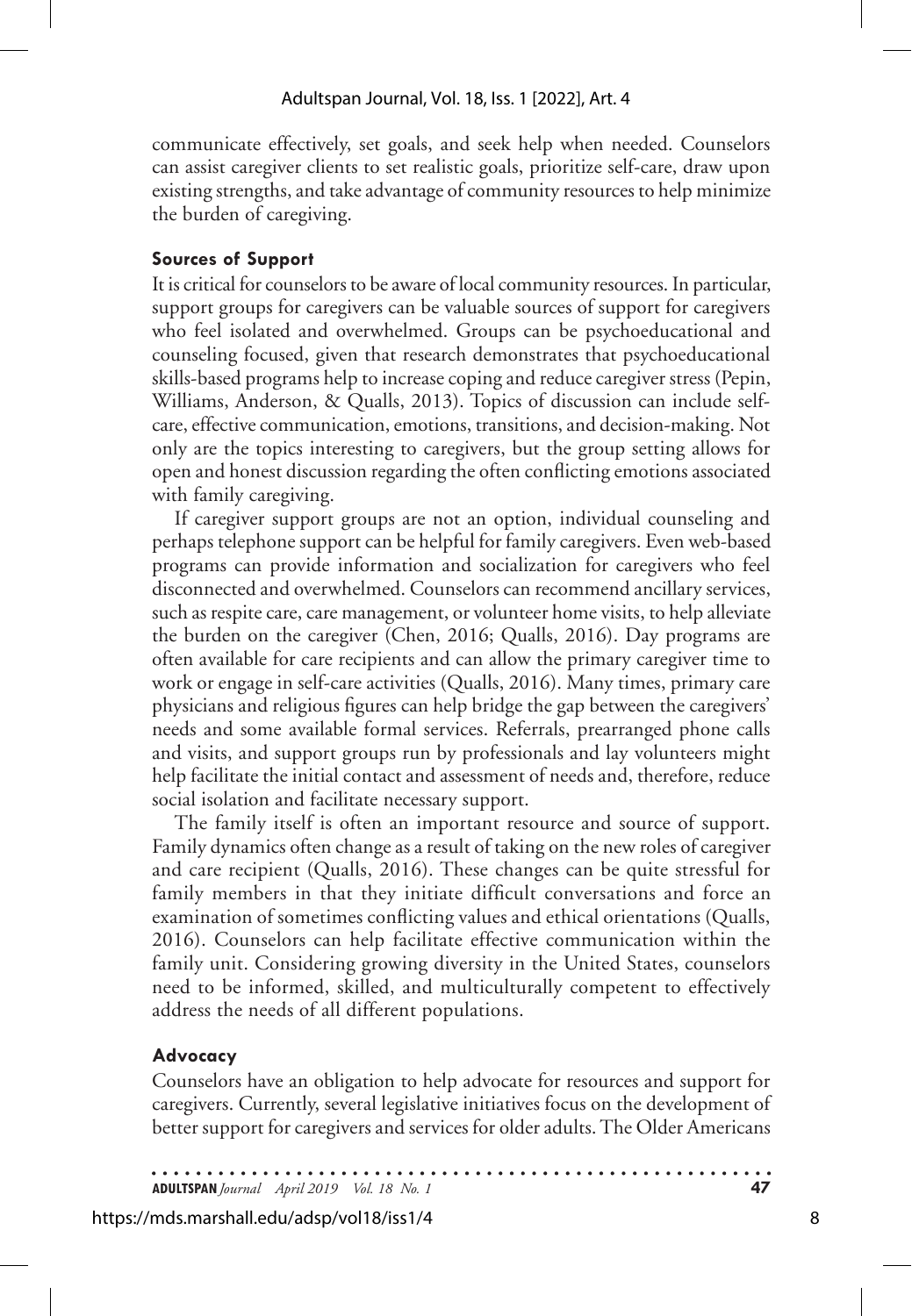communicate effectively, set goals, and seek help when needed. Counselors can assist caregiver clients to set realistic goals, prioritize self-care, draw upon existing strengths, and take advantage of community resources to help minimize the burden of caregiving.

### Sources of Support

It is critical for counselors to be aware of local community resources. In particular, support groups for caregivers can be valuable sources of support for caregivers who feel isolated and overwhelmed. Groups can be psychoeducational and counseling focused, given that research demonstrates that psychoeducational skills-based programs help to increase coping and reduce caregiver stress (Pepin, Williams, Anderson, & Qualls, 2013). Topics of discussion can include self-care, effective communication, emotions, transitions, and decision-making. Not only are the topics interesting to caregivers, but the group setting allows for open and honest discussion regarding the often conflicting emotions associated with family caregiving.

If caregiver support groups are not an option, individual counseling and perhaps telephone support can be helpful for family caregivers. Even web-based programs can provide information and socialization for caregivers who feel disconnected and overwhelmed. Counselors can recommend ancillary services, such as respite care, care management, or volunteer home visits, to help alleviate the burden on the caregiver (Chen, 2016; Qualls, 2016). Day programs are often available for care recipients and can allow the primary caregiver time to work or engage in self-care activities (Qualls, 2016). Many times, primary care physicians and religious figures can help bridge the gap between the caregivers' needs and some available formal services. Referrals, prearranged phone calls and visits, and support groups run by professionals and lay volunteers might help facilitate the initial contact and assessment of needs and, therefore, reduce social isolation and facilitate necessary support.

The family itself is often an important resource and source of support. Family dynamics often change as a result of taking on the new roles of caregiver and care recipient (Qualls, 2016). These changes can be quite stressful for family members in that they initiate difficult conversations and force an examination of sometimes conflicting values and ethical orientations (Qualls, 2016). Counselors can help facilitate effective communication within the family unit. Considering growing diversity in the United States, counselors need to be informed, skilled, and multiculturally competent to effectively address the needs of all different populations.

### Advocacy

Counselors have an obligation to help advocate for resources and support for caregivers. Currently, several legislative initiatives focus on the development of better support for caregivers and services for older adults. The Older Americans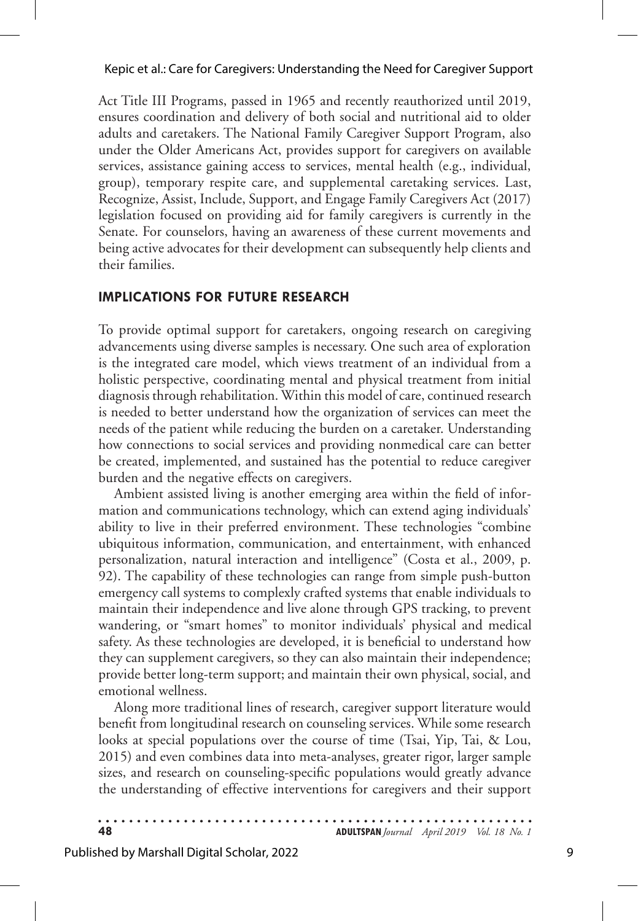Act Title III Programs, passed in 1965 and recently reauthorized until 2019, ensures coordination and delivery of both social and nutritional aid to older adults and caretakers. The National Family Caregiver Support Program, also under the Older Americans Act, provides support for caregivers on available services, assistance gaining access to services, mental health (e.g., individual, group), temporary respite care, and supplemental caretaking services. Last, Recognize, Assist, Include, Support, and Engage Family Caregivers Act (2017) legislation focused on providing aid for family caregivers is currently in the Senate. For counselors, having an awareness of these current movements and being active advocates for their development can subsequently help clients and their families.

## IMPLICATIONS FOR FUTURE RESEARCH

To provide optimal support for caretakers, ongoing research on caregiving advancements using diverse samples is necessary. One such area of exploration is the integrated care model, which views treatment of an individual from a holistic perspective, coordinating mental and physical treatment from initial diagnosis through rehabilitation. Within this model of care, continued research is needed to better understand how the organization of services can meet the needs of the patient while reducing the burden on a caretaker. Understanding how connections to social services and providing nonmedical care can better be created, implemented, and sustained has the potential to reduce caregiver burden and the negative effects on caregivers.

Ambient assisted living is another emerging area within the field of information and communications technology, which can extend aging individuals' ability to live in their preferred environment. These technologies "combine ubiquitous information, communication, and entertainment, with enhanced personalization, natural interaction and intelligence" (Costa et al., 2009, p. 92). The capability of these technologies can range from simple push-button emergency call systems to complexly crafted systems that enable individuals to maintain their independence and live alone through GPS tracking, to prevent wandering, or "smart homes" to monitor individuals' physical and medical safety. As these technologies are developed, it is beneficial to understand how they can supplement caregivers, so they can also maintain their independence; provide better long-term support; and maintain their own physical, social, and emotional wellness.

Along more traditional lines of research, caregiver support literature would benefit from longitudinal research on counseling services. While some research looks at special populations over the course of time (Tsai, Yip, Tai, & Lou, 2015) and even combines data into meta-analyses, greater rigor, larger sample sizes, and research on counseling-specific populations would greatly advance the understanding of effective interventions for caregivers and their support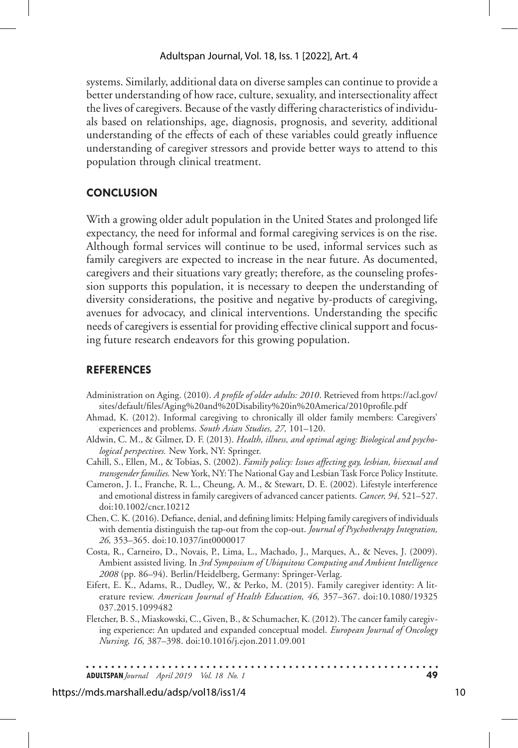systems. Similarly, additional data on diverse samples can continue to provide a better understanding of how race, culture, sexuality, and intersectionality affect the lives of caregivers. Because of the vastly differing characteristics of individuals based on relationships, age, diagnosis, prognosis, and severity, additional understanding of the effects of each of these variables could greatly influence understanding of caregiver stressors and provide better ways to attend to this population through clinical treatment.

## CONCLUSION

With a growing older adult population in the United States and prolonged life expectancy, the need for informal and formal caregiving services is on the rise. Although formal services will continue to be used, informal services such as family caregivers are expected to increase in the near future. As documented, caregivers and their situations vary greatly; therefore, as the counseling profession supports this population, it is necessary to deepen the understanding of diversity considerations, the positive and negative by-products of caregiving, avenues for advocacy, and clinical interventions. Understanding the specific needs of caregivers is essential for providing effective clinical support and focusing future research endeavors for this growing population.

## REFERENCES

Administration on Aging. (2010). *A profile of older adults: 2010*. Retrieved from https://acl.gov/sites/default/files/Aging%20and%20Disability%20in%20America/2010profile.pdf

Ahmad, K. (2012). Informal caregiving to chronically ill older family members: Caregivers' experiences and problems. *South Asian Studies, 27,* 101–120.

Aldwin, C. M., & Gilmer, D. F. (2013). *Health, illness, and optimal aging: Biological and psychological perspectives.* New York, NY: Springer.

Cahill, S., Ellen, M., & Tobias, S. (2002). *Family policy: Issues affecting gay, lesbian, bisexual and transgender families.* New York, NY: The National Gay and Lesbian Task Force Policy Institute.

Cameron, J. I., Franche, R. L., Cheung, A. M., & Stewart, D. E. (2002). Lifestyle interference and emotional distress in family caregivers of advanced cancer patients. *Cancer, 94,* 521–527. doi:10.1002/cncr.10212

Chen, C. K. (2016). Defiance, denial, and defining limits: Helping family caregivers of individuals with dementia distinguish the tap-out from the cop-out. *Journal of Psychotherapy Integration, 26,* 353–365. doi:10.1037/int0000017

Costa, R., Carneiro, D., Novais, P., Lima, L., Machado, J., Marques, A., & Neves, J. (2009). Ambient assisted living. In *3rd Symposium of Ubiquitous Computing and Ambient Intelligence 2008* (pp. 86–94). Berlin/Heidelberg, Germany: Springer-Verlag.

Eifert, E. K., Adams, R., Dudley, W., & Perko, M. (2015). Family caregiver identity: A literature review. *American Journal of Health Education, 46,* 357–367. doi:10.1080/19325037.2015.1099482

Fletcher, B. S., Miaskowski, C., Given, B., & Schumacher, K. (2012). The cancer family caregiving experience: An updated and expanded conceptual model. *European Journal of Oncology Nursing, 16,* 387–398. doi:10.1016/j.ejon.2011.09.001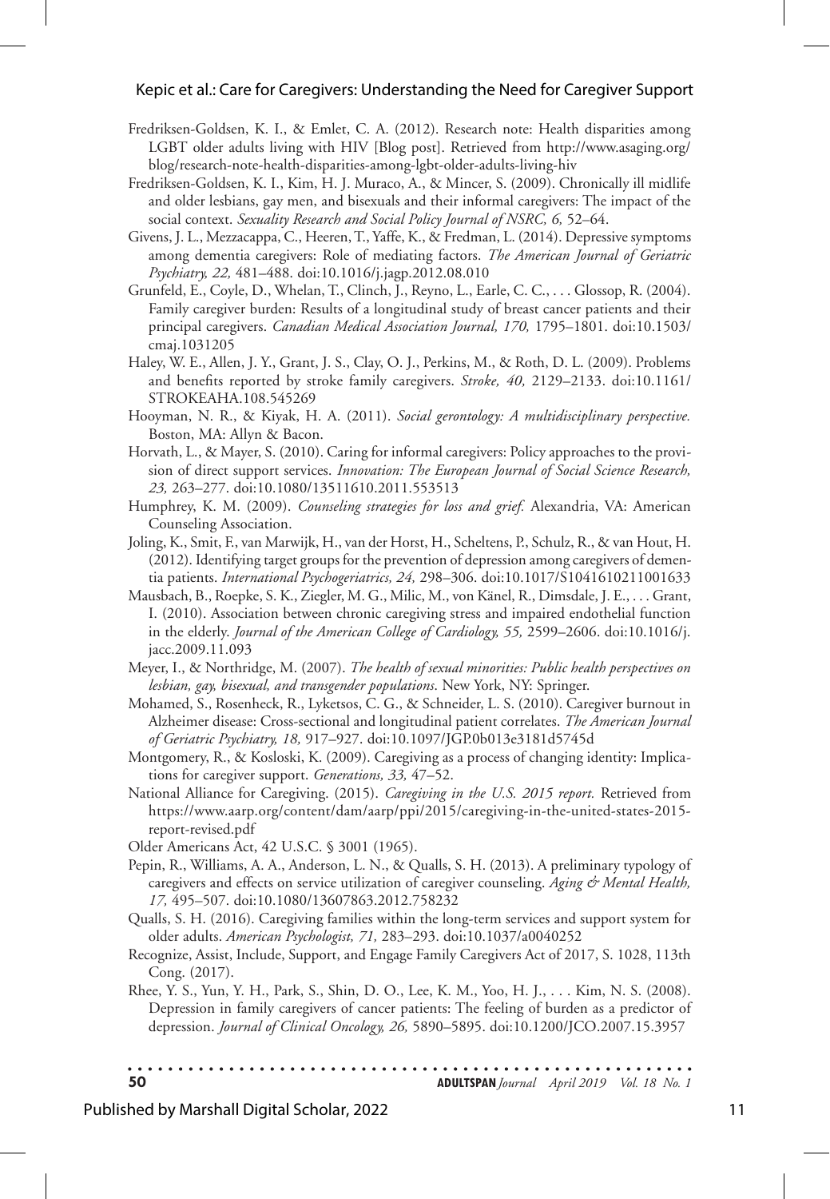Fredriksen-Goldsen, K. I., & Emlet, C. A. (2012). Research note: Health disparities among LGBT older adults living with HIV [Blog post]. Retrieved from http://www.asaging.org/blog/research-note-health-disparities-among-lgbt-older-adults-living-hiv

Fredriksen-Goldsen, K. I., Kim, H. J. Muraco, A., & Mincer, S. (2009). Chronically ill midlife and older lesbians, gay men, and bisexuals and their informal caregivers: The impact of the social context. *Sexuality Research and Social Policy Journal of NSRC, 6,* 52–64.

Givens, J. L., Mezzacappa, C., Heeren, T., Yaffe, K., & Fredman, L. (2014). Depressive symptoms among dementia caregivers: Role of mediating factors. *The American Journal of Geriatric Psychiatry, 22,* 481–488. doi:10.1016/j.jagp.2012.08.010

Grunfeld, E., Coyle, D., Whelan, T., Clinch, J., Reyno, L., Earle, C. C., . . . Glossop, R. (2004). Family caregiver burden: Results of a longitudinal study of breast cancer patients and their principal caregivers. *Canadian Medical Association Journal, 170,* 1795–1801. doi:10.1503/cmaj.1031205

Haley, W. E., Allen, J. Y., Grant, J. S., Clay, O. J., Perkins, M., & Roth, D. L. (2009). Problems and benefits reported by stroke family caregivers. *Stroke, 40,* 2129–2133. doi:10.1161/STROKEAHA.108.545269

Hooyman, N. R., & Kiyak, H. A. (2011). *Social gerontology: A multidisciplinary perspective.* Boston, MA: Allyn & Bacon.

Horvath, L., & Mayer, S. (2010). Caring for informal caregivers: Policy approaches to the provision of direct support services. *Innovation: The European Journal of Social Science Research, 23,* 263–277. doi:10.1080/13511610.2011.553513

Humphrey, K. M. (2009). *Counseling strategies for loss and grief.* Alexandria, VA: American Counseling Association.

Joling, K., Smit, F., van Marwijk, H., van der Horst, H., Scheltens, P., Schulz, R., & van Hout, H. (2012). Identifying target groups for the prevention of depression among caregivers of dementia patients. *International Psychogeriatrics, 24,* 298–306. doi:10.1017/S1041610211001633

Mausbach, B., Roepke, S. K., Ziegler, M. G., Milic, M., von Känel, R., Dimsdale, J. E., . . . Grant, I. (2010). Association between chronic caregiving stress and impaired endothelial function in the elderly. *Journal of the American College of Cardiology, 55,* 2599–2606. doi:10.1016/j.jacc.2009.11.093

Meyer, I., & Northridge, M. (2007). *The health of sexual minorities: Public health perspectives on lesbian, gay, bisexual, and transgender populations*. New York, NY: Springer.

Mohamed, S., Rosenheck, R., Lyketsos, C. G., & Schneider, L. S. (2010). Caregiver burnout in Alzheimer disease: Cross-sectional and longitudinal patient correlates. *The American Journal of Geriatric Psychiatry, 18,* 917–927. doi:10.1097/JGP.0b013e3181d5745d

Montgomery, R., & Kosloski, K. (2009). Caregiving as a process of changing identity: Implications for caregiver support. *Generations, 33,* 47–52.

National Alliance for Caregiving. (2015). *Caregiving in the U.S. 2015 report.* Retrieved from https://www.aarp.org/content/dam/aarp/ppi/2015/caregiving-in-the-united-states-2015-report-revised.pdf

Older Americans Act, 42 U.S.C. § 3001 (1965).

Pepin, R., Williams, A. A., Anderson, L. N., & Qualls, S. H. (2013). A preliminary typology of caregivers and effects on service utilization of caregiver counseling. *Aging & Mental Health, 17,* 495–507. doi:10.1080/13607863.2012.758232

Qualls, S. H. (2016). Caregiving families within the long-term services and support system for older adults. *American Psychologist, 71,* 283–293. doi:10.1037/a0040252

Recognize, Assist, Include, Support, and Engage Family Caregivers Act of 2017, S. 1028, 113th Cong. (2017).

Rhee, Y. S., Yun, Y. H., Park, S., Shin, D. O., Lee, K. M., Yoo, H. J., . . . Kim, N. S. (2008). Depression in family caregivers of cancer patients: The feeling of burden as a predictor of depression. *Journal of Clinical Oncology, 26,* 5890–5895. doi:10.1200/JCO.2007.15.3957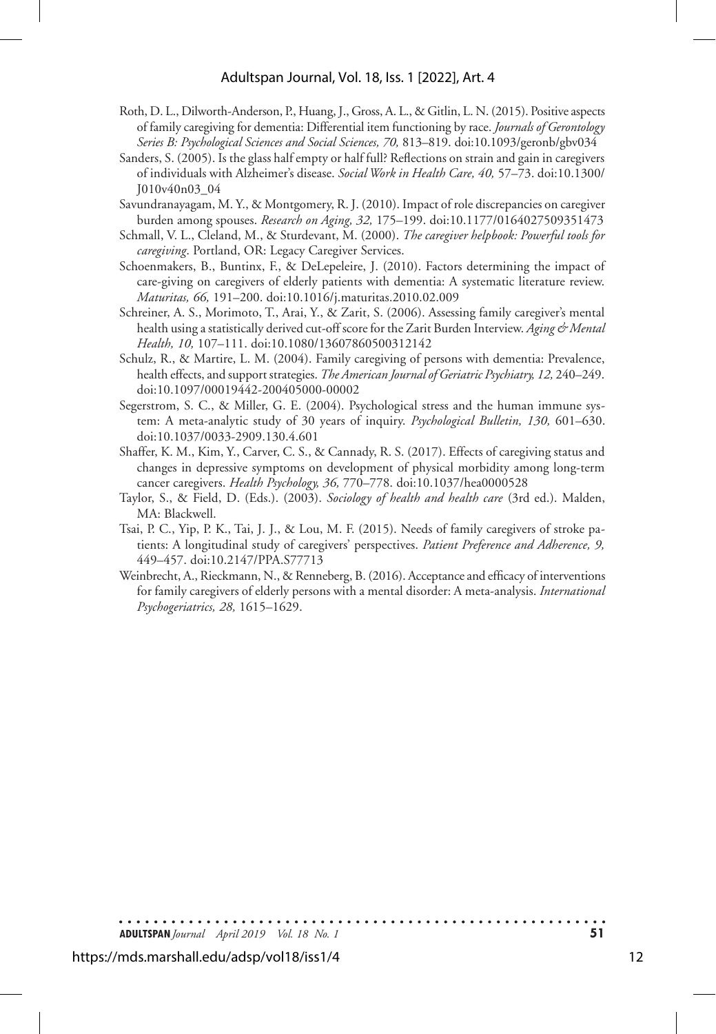Roth, D. L., Dilworth-Anderson, P., Huang, J., Gross, A. L., & Gitlin, L. N. (2015). Positive aspects of family caregiving for dementia: Differential item functioning by race. *Journals of Gerontology Series B: Psychological Sciences and Social Sciences, 70,* 813–819. doi:10.1093/geronb/gbv034

Sanders, S. (2005). Is the glass half empty or half full? Reflections on strain and gain in caregivers of individuals with Alzheimer's disease. *Social Work in Health Care, 40,* 57–73. doi:10.1300/J010v40n03_04

Savundranayagam, M. Y., & Montgomery, R. J. (2010). Impact of role discrepancies on caregiver burden among spouses. *Research on Aging, 32,* 175–199. doi:10.1177/0164027509351473

Schmall, V. L., Cleland, M., & Sturdevant, M. (2000). *The caregiver helpbook: Powerful tools for caregiving*. Portland, OR: Legacy Caregiver Services.

Schoenmakers, B., Buntinx, F., & DeLepeleire, J. (2010). Factors determining the impact of care-giving on caregivers of elderly patients with dementia: A systematic literature review. *Maturitas, 66,* 191–200. doi:10.1016/j.maturitas.2010.02.009

Schreiner, A. S., Morimoto, T., Arai, Y., & Zarit, S. (2006). Assessing family caregiver's mental health using a statistically derived cut-off score for the Zarit Burden Interview. *Aging & Mental Health, 10,* 107–111. doi:10.1080/13607860500312142

Schulz, R., & Martire, L. M. (2004). Family caregiving of persons with dementia: Prevalence, health effects, and support strategies. *The American Journal of Geriatric Psychiatry, 12,* 240–249. doi:10.1097/00019442-200405000-00002

Segerstrom, S. C., & Miller, G. E. (2004). Psychological stress and the human immune system: A meta-analytic study of 30 years of inquiry. *Psychological Bulletin, 130,* 601–630. doi:10.1037/0033-2909.130.4.601

Shaffer, K. M., Kim, Y., Carver, C. S., & Cannady, R. S. (2017). Effects of caregiving status and changes in depressive symptoms on development of physical morbidity among long-term cancer caregivers. *Health Psychology, 36,* 770–778. doi:10.1037/hea0000528

Taylor, S., & Field, D. (Eds.). (2003). *Sociology of health and health care* (3rd ed.). Malden, MA: Blackwell.

Tsai, P. C., Yip, P. K., Tai, J. J., & Lou, M. F. (2015). Needs of family caregivers of stroke patients: A longitudinal study of caregivers' perspectives. *Patient Preference and Adherence, 9,* 449–457. doi:10.2147/PPA.S77713

Weinbrecht, A., Rieckmann, N., & Renneberg, B. (2016). Acceptance and efficacy of interventions for family caregivers of elderly persons with a mental disorder: A meta-analysis. *International Psychogeriatrics, 28,* 1615–1629.